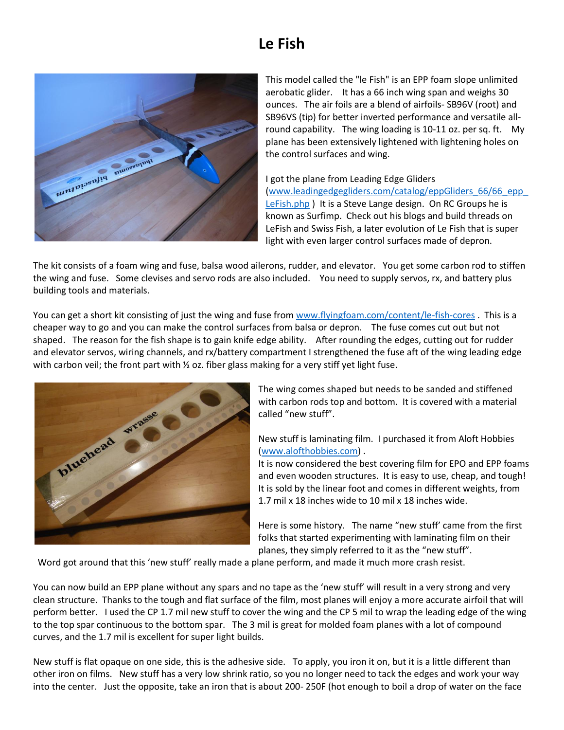# Le Fish

This model called the "le Fish" is an EPP foam slope unlimited aerobatic glider. It has a 66 inch wing span and weighs 30 ounces. The air foils are a blend of airfoils- SB96V (root) and SB96VS (tip) for better inverted performance and versatile all-round capability. The wing loading is 10-11 oz. per sq. ft. My plane has been extensively lightened with lightening holes on the control surfaces and wing.

I got the plane from Leading Edge Gliders ([www.leadingedgegliders.com/catalog/eppGliders_66/66_epp_LeFish.php](www.leadingedgegliders.com/catalog/eppGliders_66/66_epp_LeFish.php) ) It is a Steve Lange design. On RC Groups he is known as Surfimp. Check out his blogs and build threads on LeFish and Swiss Fish, a later evolution of Le Fish that is super light with even larger control surfaces made of depron.

The kit consists of a foam wing and fuse, balsa wood ailerons, rudder, and elevator. You get some carbon rod to stiffen the wing and fuse. Some clevises and servo rods are also included. You need to supply servos, rx, and battery plus building tools and materials.

You can get a short kit consisting of just the wing and fuse from [www.flyingfoam.com/content/le-fish-cores](www.flyingfoam.com/content/le-fish-cores) . This is a cheaper way to go and you can make the control surfaces from balsa or depron. The fuse comes cut out but not shaped. The reason for the fish shape is to gain knife edge ability. After rounding the edges, cutting out for rudder and elevator servos, wiring channels, and rx/battery compartment I strengthened the fuse aft of the wing leading edge with carbon veil; the front part with ½ oz. fiber glass making for a very stiff yet light fuse.

The wing comes shaped but needs to be sanded and stiffened with carbon rods top and bottom. It is covered with a material called "new stuff".

New stuff is laminating film. I purchased it from Aloft Hobbies ([www.alofthobbies.com](www.alofthobbies.com)) .

It is now considered the best covering film for EPO and EPP foams and even wooden structures. It is easy to use, cheap, and tough! It is sold by the linear foot and comes in different weights, from 1.7 mil x 18 inches wide to 10 mil x 18 inches wide.

Here is some history. The name "new stuff' came from the first folks that started experimenting with laminating film on their planes, they simply referred to it as the "new stuff". Word got around that this 'new stuff' really made a plane perform, and made it much more crash resist.

You can now build an EPP plane without any spars and no tape as the 'new stuff' will result in a very strong and very clean structure. Thanks to the tough and flat surface of the film, most planes will enjoy a more accurate airfoil that will perform better. I used the CP 1.7 mil new stuff to cover the wing and the CP 5 mil to wrap the leading edge of the wing to the top spar continuous to the bottom spar. The 3 mil is great for molded foam planes with a lot of compound curves, and the 1.7 mil is excellent for super light builds.

New stuff is flat opaque on one side, this is the adhesive side. To apply, you iron it on, but it is a little different than other iron on films. New stuff has a very low shrink ratio, so you no longer need to tack the edges and work your way into the center. Just the opposite, take an iron that is about 200- 250F (hot enough to boil a drop of water on the face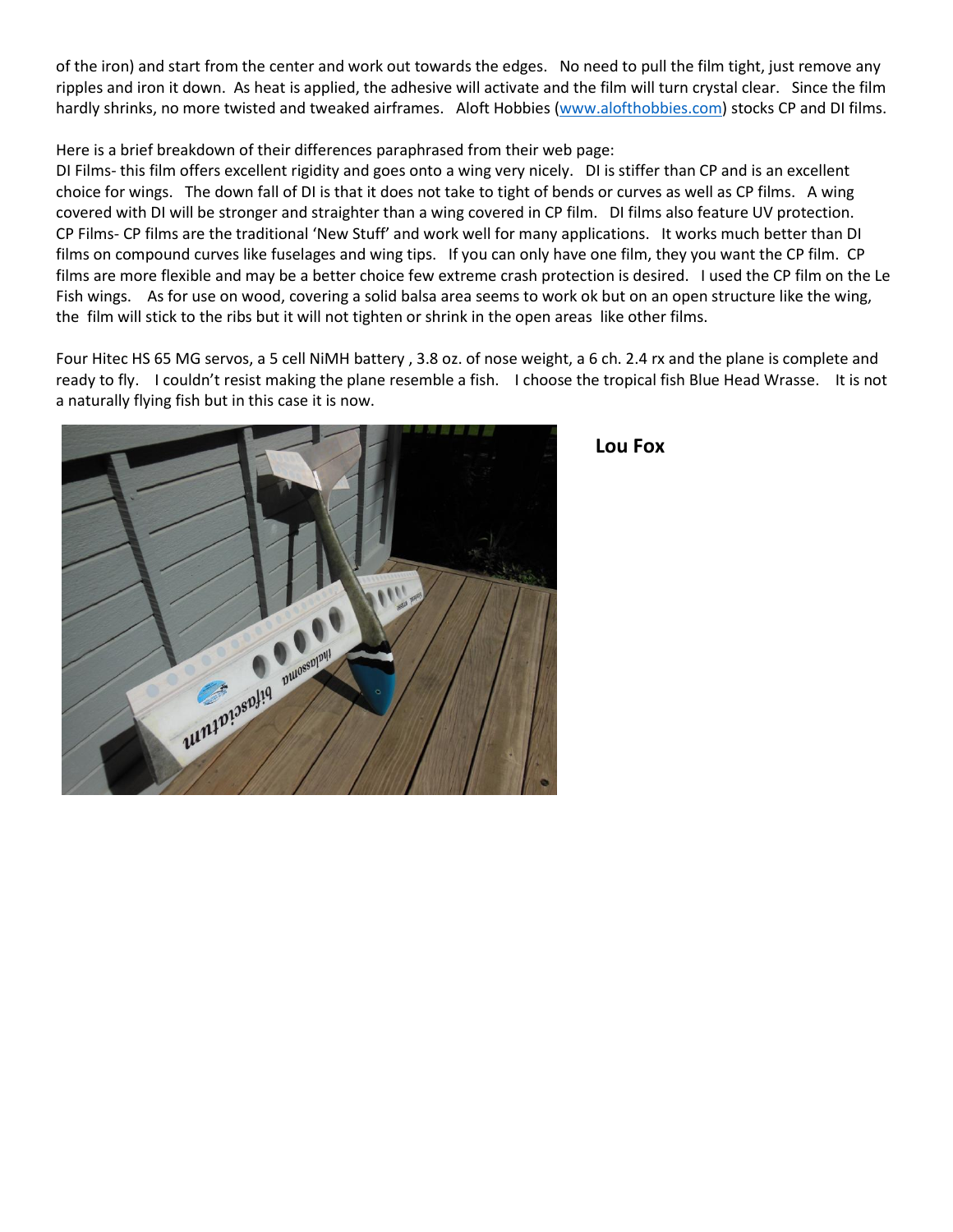of the iron) and start from the center and work out towards the edges. No need to pull the film tight, just remove any ripples and iron it down. As heat is applied, the adhesive will activate and the film will turn crystal clear. Since the film hardly shrinks, no more twisted and tweaked airframes. Aloft Hobbies (www.alofthobbies.com) stocks CP and DI films.

Here is a brief breakdown of their differences paraphrased from their web page:
DI Films- this film offers excellent rigidity and goes onto a wing very nicely. DI is stiffer than CP and is an excellent choice for wings. The down fall of DI is that it does not take to tight of bends or curves as well as CP films. A wing covered with DI will be stronger and straighter than a wing covered in CP film. DI films also feature UV protection.
CP Films- CP films are the traditional 'New Stuff' and work well for many applications. It works much better than DI films on compound curves like fuselages and wing tips. If you can only have one film, they you want the CP film. CP films are more flexible and may be a better choice few extreme crash protection is desired. I used the CP film on the Le Fish wings. As for use on wood, covering a solid balsa area seems to work ok but on an open structure like the wing, the film will stick to the ribs but it will not tighten or shrink in the open areas like other films.

Four Hitec HS 65 MG servos, a 5 cell NiMH battery , 3.8 oz. of nose weight, a 6 ch. 2.4 rx and the plane is complete and ready to fly. I couldn't resist making the plane resemble a fish. I choose the tropical fish Blue Head Wrasse. It is not a naturally flying fish but in this case it is now.

**Lou Fox**